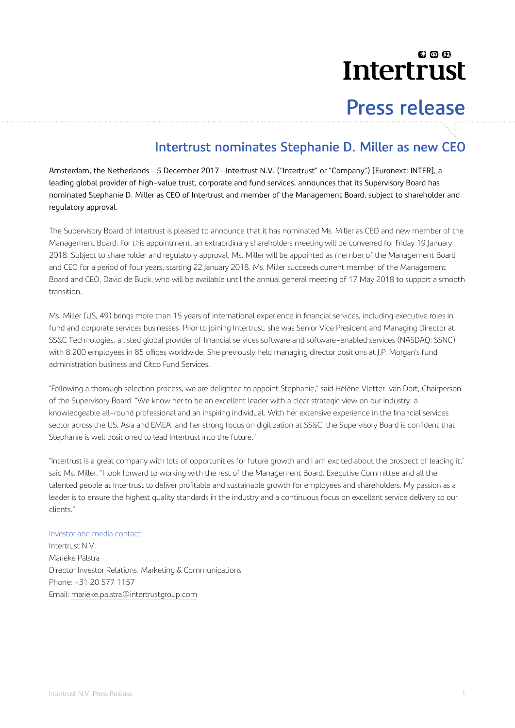Intertrust

# Press release

## Intertrust nominates Stephanie D. Miller as new CEO

Amsterdam, the Netherlands – 5 December 2017- Intertrust N.V. ("Intertrust" or "Company") [Euronext: INTER], a leading global provider of high-value trust, corporate and fund services, announces that its Supervisory Board has nominated Stephanie D. Miller as CEO of Intertrust and member of the Management Board, subject to shareholder and regulatory approval.

The Supervisory Board of Intertrust is pleased to announce that it has nominated Ms. Miller as CEO and new member of the Management Board. For this appointment, an extraordinary shareholders meeting will be convened for Friday 19 January 2018. Subject to shareholder and regulatory approval, Ms. Miller will be appointed as member of the Management Board and CEO for a period of four years, starting 22 January 2018. Ms. Miller succeeds current member of the Management Board and CEO, David de Buck, who will be available until the annual general meeting of 17 May 2018 to support a smooth transition.

Ms. Miller (US, 49) brings more than 15 years of international experience in financial services, including executive roles in fund and corporate services businesses. Prior to joining Intertrust, she was Senior Vice President and Managing Director at SS&C Technologies, a listed global provider of financial services software and software-enabled services (NASDAQ: SSNC) with 8,200 employees in 85 offices worldwide. She previously held managing director positions at J.P. Morgan's fund administration business and Citco Fund Services.

"Following a thorough selection process, we are delighted to appoint Stephanie," said Hélène Vletter-van Dort, Chairperson of the Supervisory Board. "We know her to be an excellent leader with a clear strategic view on our industry, a knowledgeable all-round professional and an inspiring individual. With her extensive experience in the financial services sector across the US, Asia and EMEA, and her strong focus on digitization at SS&C, the Supervisory Board is confident that Stephanie is well positioned to lead Intertrust into the future."

"Intertrust is a great company with lots of opportunities for future growth and I am excited about the prospect of leading it," said Ms. Miller. "I look forward to working with the rest of the Management Board, Executive Committee and all the talented people at Intertrust to deliver profitable and sustainable growth for employees and shareholders. My passion as a leader is to ensure the highest quality standards in the industry and a continuous focus on excellent service delivery to our clients."

Investor and media contact

Intertrust N.V.
Marieke Palstra
Director Investor Relations, Marketing & Communications
Phone: +31 20 577 1157
Email: marieke.palstra@intertrustgroup.com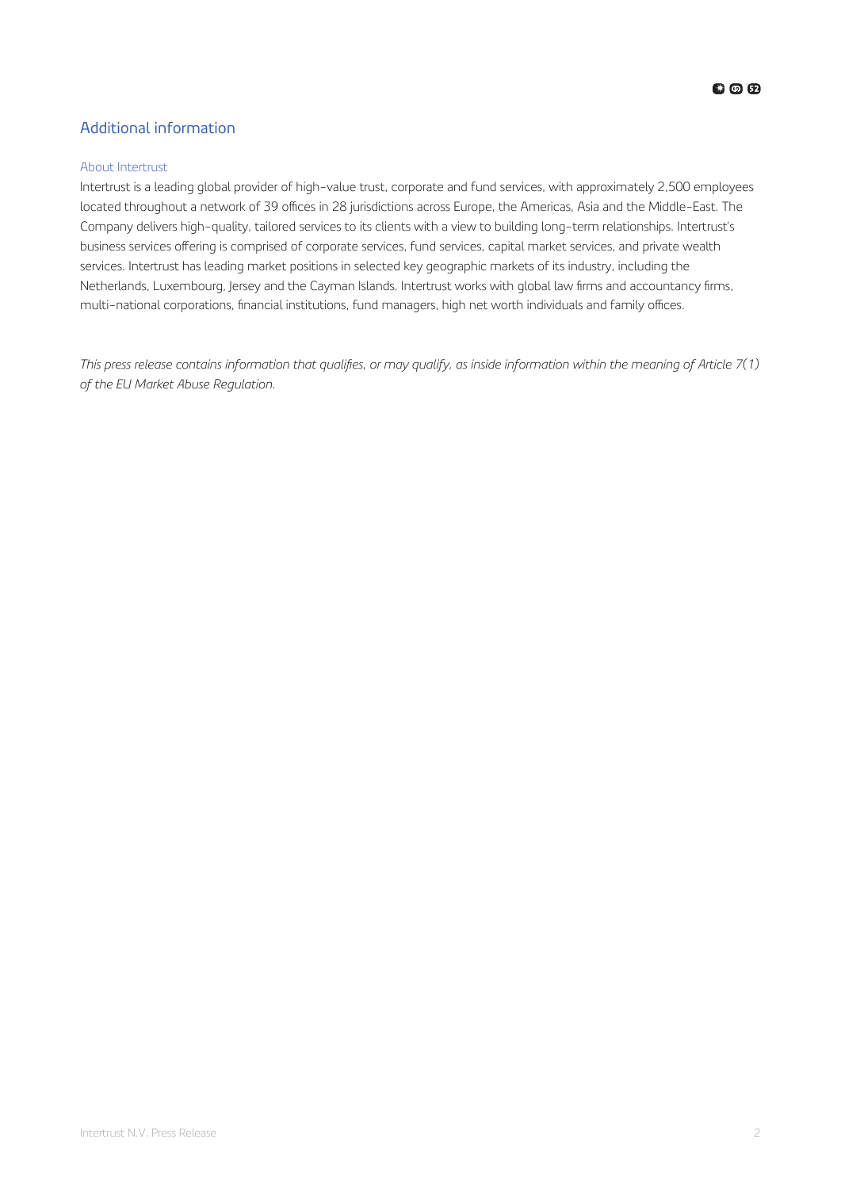## Additional information

### About Intertrust

Intertrust is a leading global provider of high-value trust, corporate and fund services, with approximately 2,500 employees located throughout a network of 39 offices in 28 jurisdictions across Europe, the Americas, Asia and the Middle-East. The Company delivers high-quality, tailored services to its clients with a view to building long-term relationships. Intertrust's business services offering is comprised of corporate services, fund services, capital market services, and private wealth services. Intertrust has leading market positions in selected key geographic markets of its industry, including the Netherlands, Luxembourg, Jersey and the Cayman Islands. Intertrust works with global law firms and accountancy firms, multi-national corporations, financial institutions, fund managers, high net worth individuals and family offices.

*This press release contains information that qualifies, or may qualify, as inside information within the meaning of Article 7(1) of the EU Market Abuse Regulation.*